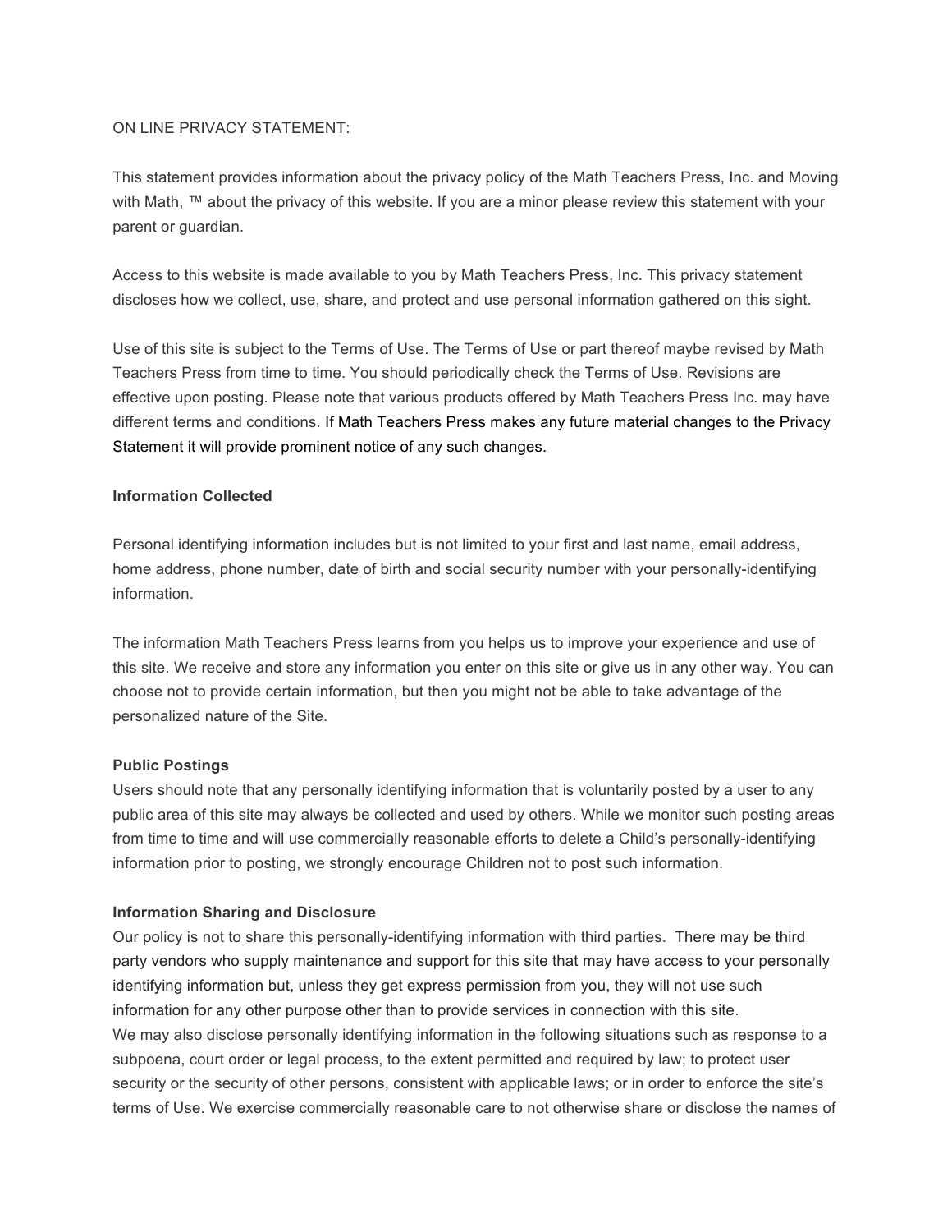ON LINE PRIVACY STATEMENT:

This statement provides information about the privacy policy of the Math Teachers Press, Inc. and Moving with Math, ™ about the privacy of this website. If you are a minor please review this statement with your parent or guardian.

Access to this website is made available to you by Math Teachers Press, Inc. This privacy statement discloses how we collect, use, share, and protect and use personal information gathered on this sight.

Use of this site is subject to the Terms of Use. The Terms of Use or part thereof maybe revised by Math Teachers Press from time to time. You should periodically check the Terms of Use. Revisions are effective upon posting. Please note that various products offered by Math Teachers Press Inc. may have different terms and conditions. If Math Teachers Press makes any future material changes to the Privacy Statement it will provide prominent notice of any such changes.

**Information Collected**

Personal identifying information includes but is not limited to your first and last name, email address, home address, phone number, date of birth and social security number with your personally-identifying information.

The information Math Teachers Press learns from you helps us to improve your experience and use of this site. We receive and store any information you enter on this site or give us in any other way. You can choose not to provide certain information, but then you might not be able to take advantage of the personalized nature of the Site.

**Public Postings**

Users should note that any personally identifying information that is voluntarily posted by a user to any public area of this site may always be collected and used by others. While we monitor such posting areas from time to time and will use commercially reasonable efforts to delete a Child's personally-identifying information prior to posting, we strongly encourage Children not to post such information.

**Information Sharing and Disclosure**

Our policy is not to share this personally-identifying information with third parties. There may be third party vendors who supply maintenance and support for this site that may have access to your personally identifying information but, unless they get express permission from you, they will not use such information for any other purpose other than to provide services in connection with this site.
We may also disclose personally identifying information in the following situations such as response to a subpoena, court order or legal process, to the extent permitted and required by law; to protect user security or the security of other persons, consistent with applicable laws; or in order to enforce the site's terms of Use. We exercise commercially reasonable care to not otherwise share or disclose the names of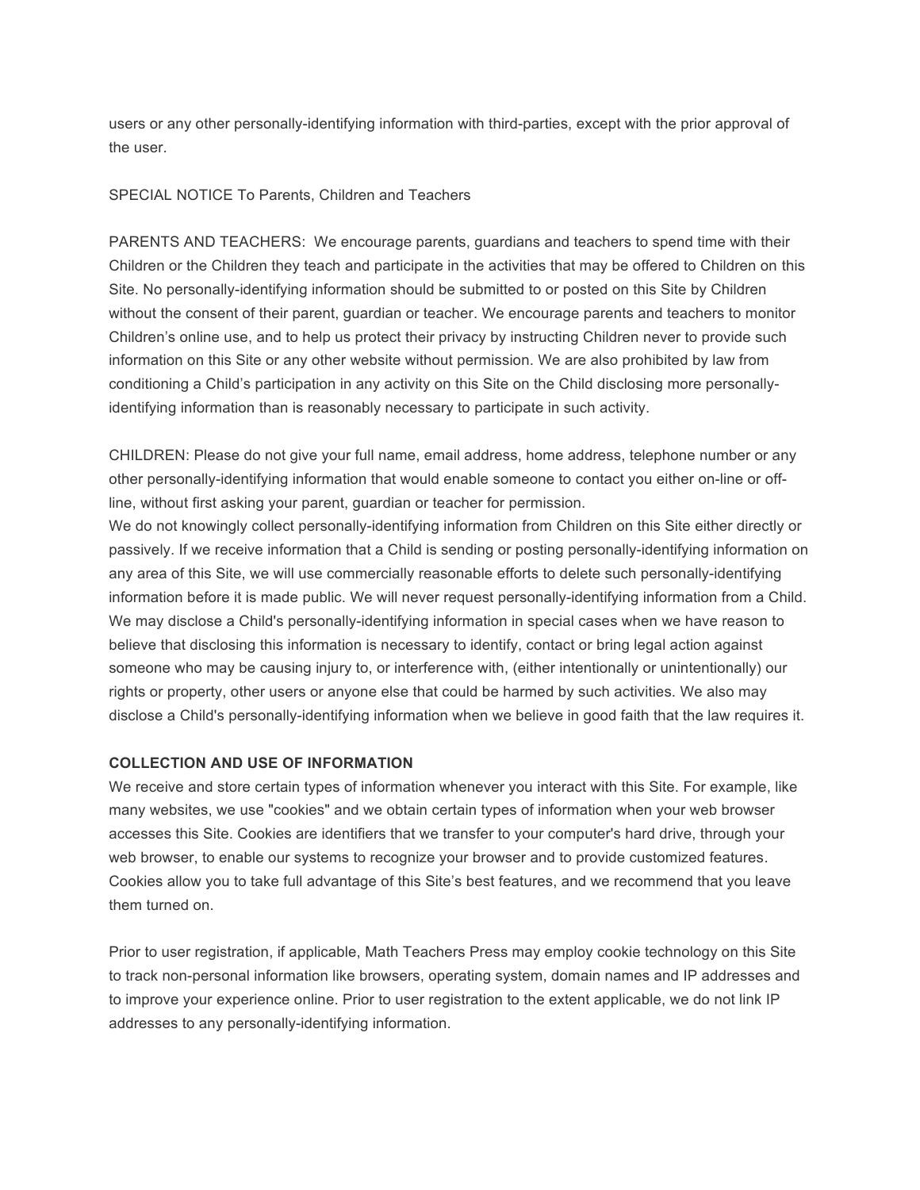users or any other personally-identifying information with third-parties, except with the prior approval of the user.

SPECIAL NOTICE To Parents, Children and Teachers

PARENTS AND TEACHERS: We encourage parents, guardians and teachers to spend time with their Children or the Children they teach and participate in the activities that may be offered to Children on this Site. No personally-identifying information should be submitted to or posted on this Site by Children without the consent of their parent, guardian or teacher. We encourage parents and teachers to monitor Children's online use, and to help us protect their privacy by instructing Children never to provide such information on this Site or any other website without permission. We are also prohibited by law from conditioning a Child's participation in any activity on this Site on the Child disclosing more personally-identifying information than is reasonably necessary to participate in such activity.

CHILDREN: Please do not give your full name, email address, home address, telephone number or any other personally-identifying information that would enable someone to contact you either on-line or off-line, without first asking your parent, guardian or teacher for permission.
We do not knowingly collect personally-identifying information from Children on this Site either directly or passively. If we receive information that a Child is sending or posting personally-identifying information on any area of this Site, we will use commercially reasonable efforts to delete such personally-identifying information before it is made public. We will never request personally-identifying information from a Child. We may disclose a Child's personally-identifying information in special cases when we have reason to believe that disclosing this information is necessary to identify, contact or bring legal action against someone who may be causing injury to, or interference with, (either intentionally or unintentionally) our rights or property, other users or anyone else that could be harmed by such activities. We also may disclose a Child's personally-identifying information when we believe in good faith that the law requires it.

**COLLECTION AND USE OF INFORMATION**

We receive and store certain types of information whenever you interact with this Site. For example, like many websites, we use "cookies" and we obtain certain types of information when your web browser accesses this Site. Cookies are identifiers that we transfer to your computer's hard drive, through your web browser, to enable our systems to recognize your browser and to provide customized features. Cookies allow you to take full advantage of this Site's best features, and we recommend that you leave them turned on.

Prior to user registration, if applicable, Math Teachers Press may employ cookie technology on this Site to track non-personal information like browsers, operating system, domain names and IP addresses and to improve your experience online. Prior to user registration to the extent applicable, we do not link IP addresses to any personally-identifying information.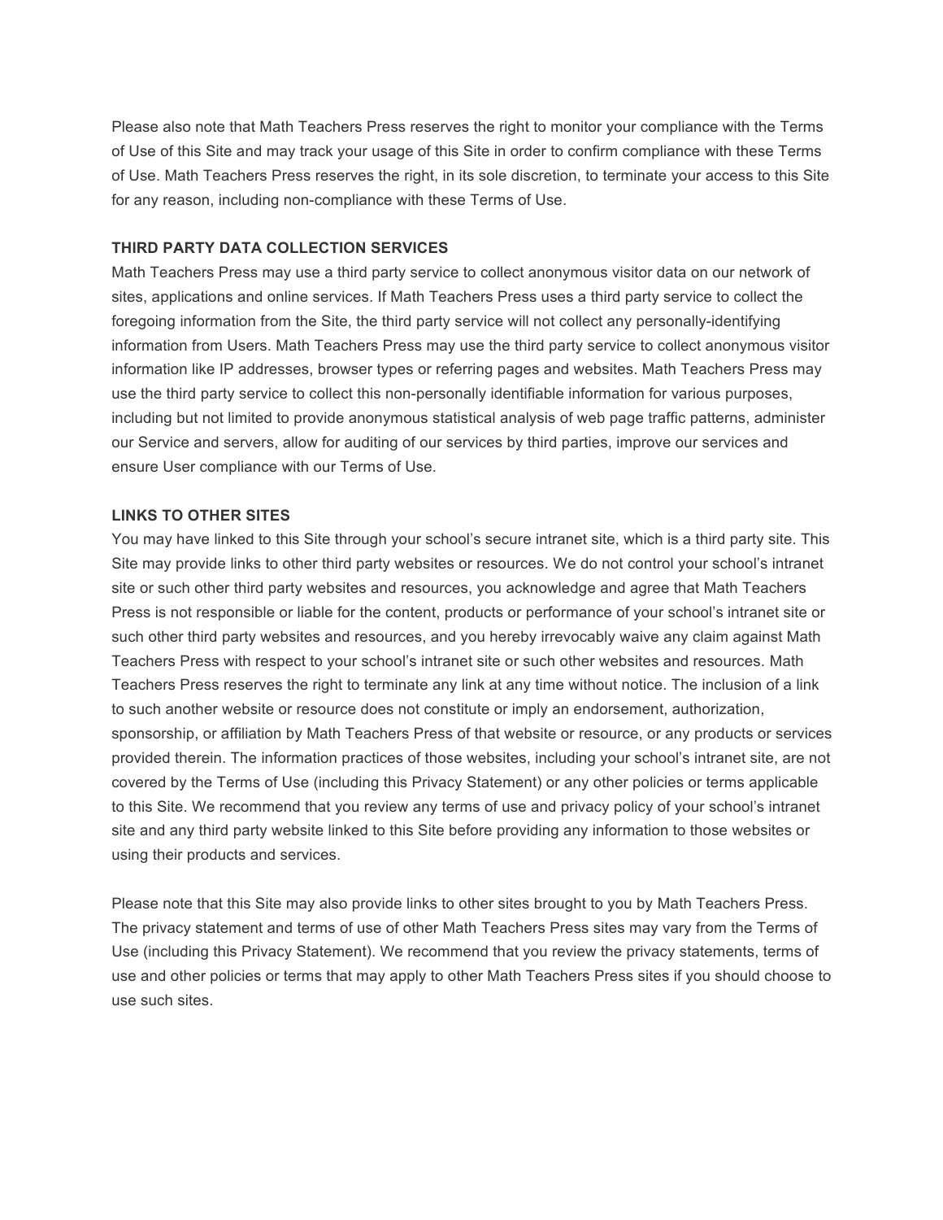Please also note that Math Teachers Press reserves the right to monitor your compliance with the Terms of Use of this Site and may track your usage of this Site in order to confirm compliance with these Terms of Use. Math Teachers Press reserves the right, in its sole discretion, to terminate your access to this Site for any reason, including non-compliance with these Terms of Use.

**THIRD PARTY DATA COLLECTION SERVICES**

Math Teachers Press may use a third party service to collect anonymous visitor data on our network of sites, applications and online services. If Math Teachers Press uses a third party service to collect the foregoing information from the Site, the third party service will not collect any personally-identifying information from Users. Math Teachers Press may use the third party service to collect anonymous visitor information like IP addresses, browser types or referring pages and websites. Math Teachers Press may use the third party service to collect this non-personally identifiable information for various purposes, including but not limited to provide anonymous statistical analysis of web page traffic patterns, administer our Service and servers, allow for auditing of our services by third parties, improve our services and ensure User compliance with our Terms of Use.

**LINKS TO OTHER SITES**

You may have linked to this Site through your school's secure intranet site, which is a third party site. This Site may provide links to other third party websites or resources. We do not control your school's intranet site or such other third party websites and resources, you acknowledge and agree that Math Teachers Press is not responsible or liable for the content, products or performance of your school's intranet site or such other third party websites and resources, and you hereby irrevocably waive any claim against Math Teachers Press with respect to your school's intranet site or such other websites and resources. Math Teachers Press reserves the right to terminate any link at any time without notice. The inclusion of a link to such another website or resource does not constitute or imply an endorsement, authorization, sponsorship, or affiliation by Math Teachers Press of that website or resource, or any products or services provided therein. The information practices of those websites, including your school's intranet site, are not covered by the Terms of Use (including this Privacy Statement) or any other policies or terms applicable to this Site. We recommend that you review any terms of use and privacy policy of your school's intranet site and any third party website linked to this Site before providing any information to those websites or using their products and services.

Please note that this Site may also provide links to other sites brought to you by Math Teachers Press. The privacy statement and terms of use of other Math Teachers Press sites may vary from the Terms of Use (including this Privacy Statement). We recommend that you review the privacy statements, terms of use and other policies or terms that may apply to other Math Teachers Press sites if you should choose to use such sites.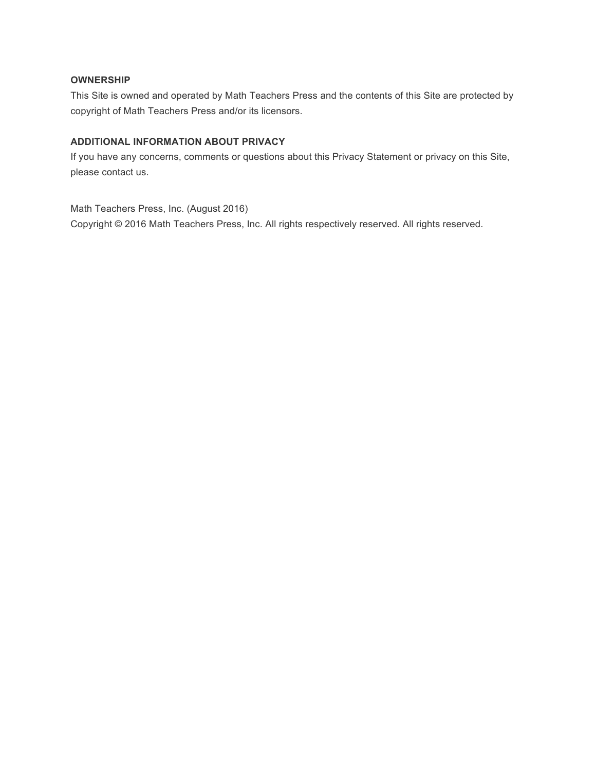**OWNERSHIP**

This Site is owned and operated by Math Teachers Press and the contents of this Site are protected by copyright of Math Teachers Press and/or its licensors.

**ADDITIONAL INFORMATION ABOUT PRIVACY**

If you have any concerns, comments or questions about this Privacy Statement or privacy on this Site, please contact us.

Math Teachers Press, Inc. (August 2016)
Copyright © 2016 Math Teachers Press, Inc. All rights respectively reserved. All rights reserved.